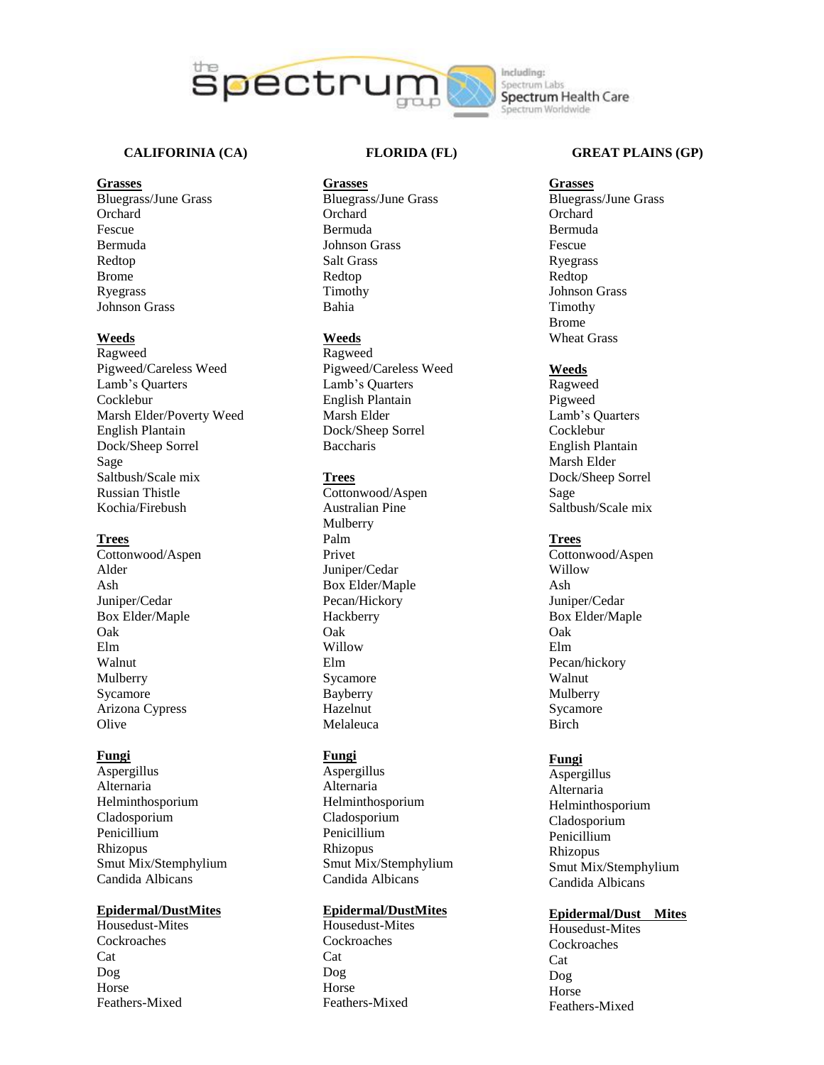## CALIFORINIA (CA)

**Grasses**

Bluegrass/June Grass
Orchard
Fescue
Bermuda
Redtop
Brome
Ryegrass
Johnson Grass

**Weeds**

Ragweed
Pigweed/Careless Weed
Lamb's Quarters
Cocklebur
Marsh Elder/Poverty Weed
English Plantain
Dock/Sheep Sorrel
Sage
Saltbush/Scale mix
Russian Thistle
Kochia/Firebush

**Trees**

Cottonwood/Aspen
Alder
Ash
Juniper/Cedar
Box Elder/Maple
Oak
Elm
Walnut
Mulberry
Sycamore
Arizona Cypress
Olive

**Fungi**

Aspergillus
Alternaria
Helminthosporium
Cladosporium
Penicillium
Rhizopus
Smut Mix/Stemphylium
Candida Albicans

**Epidermal/DustMites**

Housedust-Mites
Cockroaches
Cat
Dog
Horse
Feathers-Mixed

## FLORIDA (FL)

**Grasses**

Bluegrass/June Grass
Orchard
Bermuda
Johnson Grass
Salt Grass
Redtop
Timothy
Bahia

**Weeds**

Ragweed
Pigweed/Careless Weed
Lamb's Quarters
English Plantain
Marsh Elder
Dock/Sheep Sorrel
Baccharis

**Trees**

Cottonwood/Aspen
Australian Pine
Mulberry
Palm
Privet
Juniper/Cedar
Box Elder/Maple
Pecan/Hickory
Hackberry
Oak
Willow
Elm
Sycamore
Bayberry
Hazelnut
Melaleuca

**Fungi**

Aspergillus
Alternaria
Helminthosporium
Cladosporium
Penicillium
Rhizopus
Smut Mix/Stemphylium
Candida Albicans

**Epidermal/DustMites**

Housedust-Mites
Cockroaches
Cat
Dog
Horse
Feathers-Mixed

## GREAT PLAINS (GP)

**Grasses**

Bluegrass/June Grass
Orchard
Bermuda
Fescue
Ryegrass
Redtop
Johnson Grass
Timothy
Brome
Wheat Grass

**Weeds**

Ragweed
Pigweed
Lamb's Quarters
Cocklebur
English Plantain
Marsh Elder
Dock/Sheep Sorrel
Sage
Saltbush/Scale mix

**Trees**

Cottonwood/Aspen
Willow
Ash
Juniper/Cedar
Box Elder/Maple
Oak
Elm
Pecan/hickory
Walnut
Mulberry
Sycamore
Birch

**Fungi**

Aspergillus
Alternaria
Helminthosporium
Cladosporium
Penicillium
Rhizopus
Smut Mix/Stemphylium
Candida Albicans

**Epidermal/Dust Mites**

Housedust-Mites
Cockroaches
Cat
Dog
Horse
Feathers-Mixed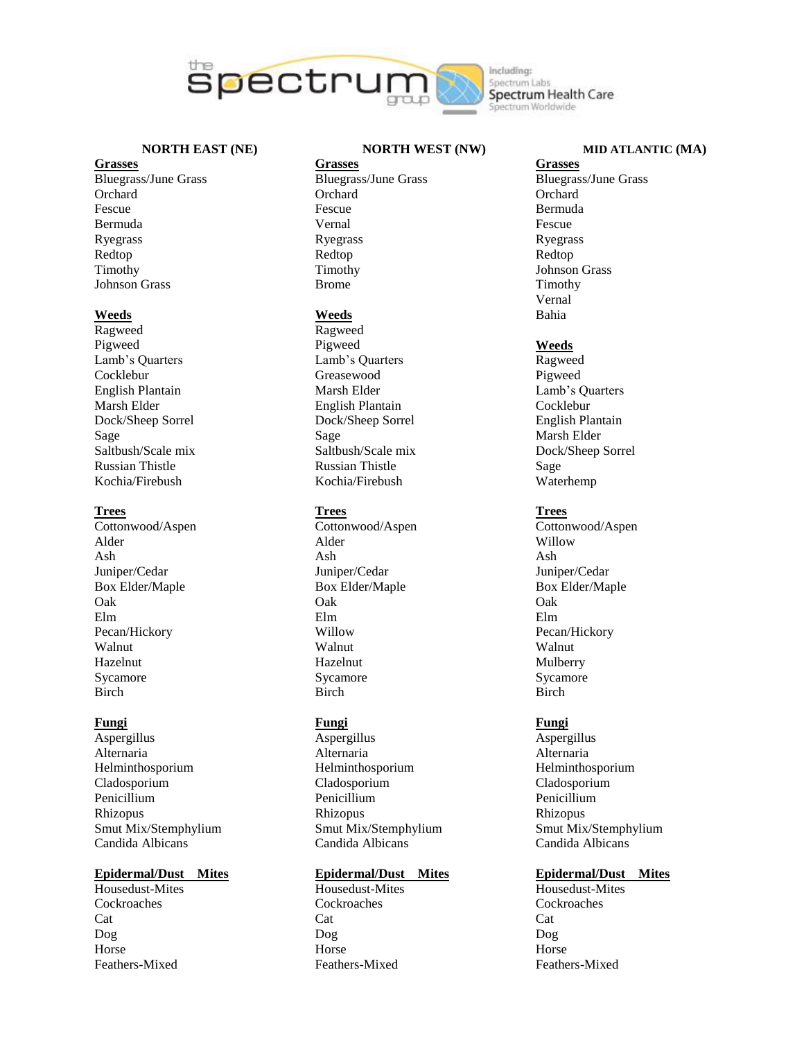## NORTH EAST (NE)

**Grasses**

Bluegrass/June Grass
Orchard
Fescue
Bermuda
Ryegrass
Redtop
Timothy
Johnson Grass

**Weeds**

Ragweed
Pigweed
Lamb's Quarters
Cocklebur
English Plantain
Marsh Elder
Dock/Sheep Sorrel
Sage
Saltbush/Scale mix
Russian Thistle
Kochia/Firebush

**Trees**

Cottonwood/Aspen
Alder
Ash
Juniper/Cedar
Box Elder/Maple
Oak
Elm
Pecan/Hickory
Walnut
Hazelnut
Sycamore
Birch

**Fungi**

Aspergillus
Alternaria
Helminthosporium
Cladosporium
Penicillium
Rhizopus
Smut Mix/Stemphylium
Candida Albicans

**Epidermal/Dust Mites**

Housedust-Mites
Cockroaches
Cat
Dog
Horse
Feathers-Mixed

## NORTH WEST (NW)

**Grasses**

Bluegrass/June Grass
Orchard
Fescue
Vernal
Ryegrass
Redtop
Timothy
Brome

**Weeds**

Ragweed
Pigweed
Lamb's Quarters
Greasewood
Marsh Elder
English Plantain
Dock/Sheep Sorrel
Sage
Saltbush/Scale mix
Russian Thistle
Kochia/Firebush

**Trees**

Cottonwood/Aspen
Alder
Ash
Juniper/Cedar
Box Elder/Maple
Oak
Elm
Willow
Walnut
Hazelnut
Sycamore
Birch

**Fungi**

Aspergillus
Alternaria
Helminthosporium
Cladosporium
Penicillium
Rhizopus
Smut Mix/Stemphylium
Candida Albicans

**Epidermal/Dust Mites**

Housedust-Mites
Cockroaches
Cat
Dog
Horse
Feathers-Mixed

## MID ATLANTIC (MA)

**Grasses**

Bluegrass/June Grass
Orchard
Bermuda
Fescue
Ryegrass
Redtop
Johnson Grass
Timothy
Vernal
Bahia

**Weeds**

Ragweed
Pigweed
Lamb's Quarters
Cocklebur
English Plantain
Marsh Elder
Dock/Sheep Sorrel
Sage
Waterhemp

**Trees**

Cottonwood/Aspen
Willow
Ash
Juniper/Cedar
Box Elder/Maple
Oak
Elm
Pecan/Hickory
Walnut
Mulberry
Sycamore
Birch

**Fungi**

Aspergillus
Alternaria
Helminthosporium
Cladosporium
Penicillium
Rhizopus
Smut Mix/Stemphylium
Candida Albicans

**Epidermal/Dust Mites**

Housedust-Mites
Cockroaches
Cat
Dog
Horse
Feathers-Mixed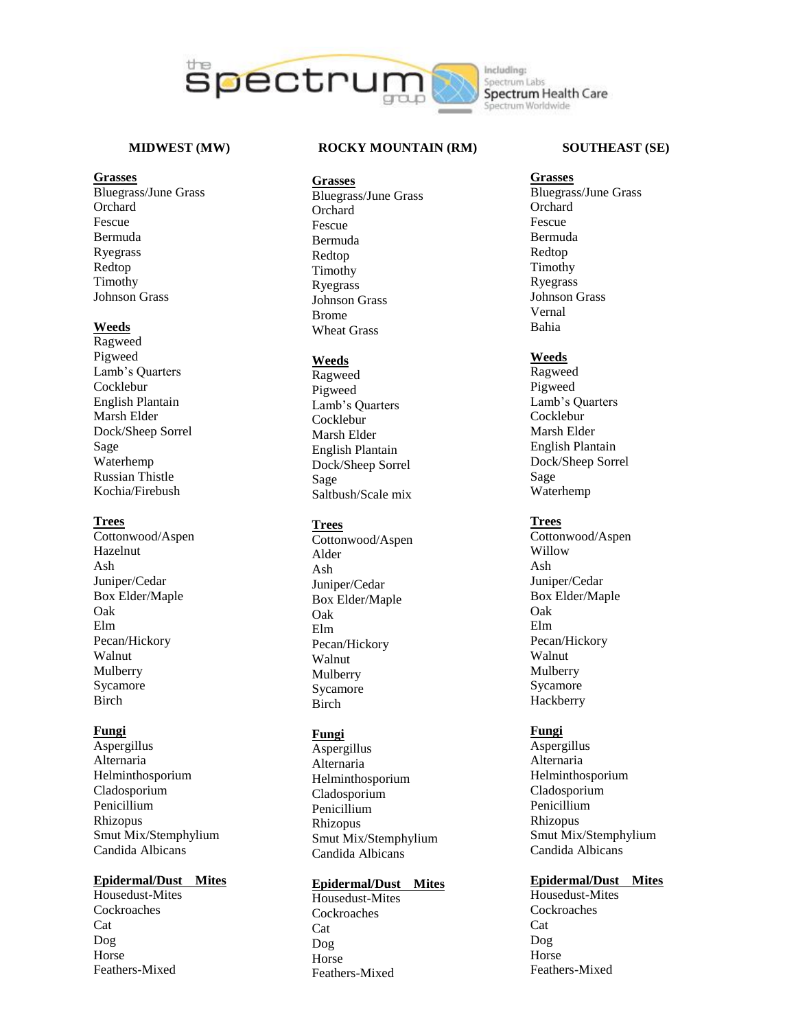## MIDWEST (MW)

**Grasses**

Bluegrass/June Grass
Orchard
Fescue
Bermuda
Ryegrass
Redtop
Timothy
Johnson Grass

**Weeds**

Ragweed
Pigweed
Lamb's Quarters
Cocklebur
English Plantain
Marsh Elder
Dock/Sheep Sorrel
Sage
Waterhemp
Russian Thistle
Kochia/Firebush

**Trees**

Cottonwood/Aspen
Hazelnut
Ash
Juniper/Cedar
Box Elder/Maple
Oak
Elm
Pecan/Hickory
Walnut
Mulberry
Sycamore
Birch

**Fungi**

Aspergillus
Alternaria
Helminthosporium
Cladosporium
Penicillium
Rhizopus
Smut Mix/Stemphylium
Candida Albicans

**Epidermal/Dust Mites**

Housedust-Mites
Cockroaches
Cat
Dog
Horse
Feathers-Mixed

## ROCKY MOUNTAIN (RM)

**Grasses**

Bluegrass/June Grass
Orchard
Fescue
Bermuda
Redtop
Timothy
Ryegrass
Johnson Grass
Brome
Wheat Grass

**Weeds**

Ragweed
Pigweed
Lamb's Quarters
Cocklebur
Marsh Elder
English Plantain
Dock/Sheep Sorrel
Sage
Saltbush/Scale mix

**Trees**

Cottonwood/Aspen
Alder
Ash
Juniper/Cedar
Box Elder/Maple
Oak
Elm
Pecan/Hickory
Walnut
Mulberry
Sycamore
Birch

**Fungi**

Aspergillus
Alternaria
Helminthosporium
Cladosporium
Penicillium
Rhizopus
Smut Mix/Stemphylium
Candida Albicans

**Epidermal/Dust Mites**

Housedust-Mites
Cockroaches
Cat
Dog
Horse
Feathers-Mixed

## SOUTHEAST (SE)

**Grasses**

Bluegrass/June Grass
Orchard
Fescue
Bermuda
Redtop
Timothy
Ryegrass
Johnson Grass
Vernal
Bahia

**Weeds**

Ragweed
Pigweed
Lamb's Quarters
Cocklebur
Marsh Elder
English Plantain
Dock/Sheep Sorrel
Sage
Waterhemp

**Trees**

Cottonwood/Aspen
Willow
Ash
Juniper/Cedar
Box Elder/Maple
Oak
Elm
Pecan/Hickory
Walnut
Mulberry
Sycamore
Hackberry

**Fungi**

Aspergillus
Alternaria
Helminthosporium
Cladosporium
Penicillium
Rhizopus
Smut Mix/Stemphylium
Candida Albicans

**Epidermal/Dust Mites**

Housedust-Mites
Cockroaches
Cat
Dog
Horse
Feathers-Mixed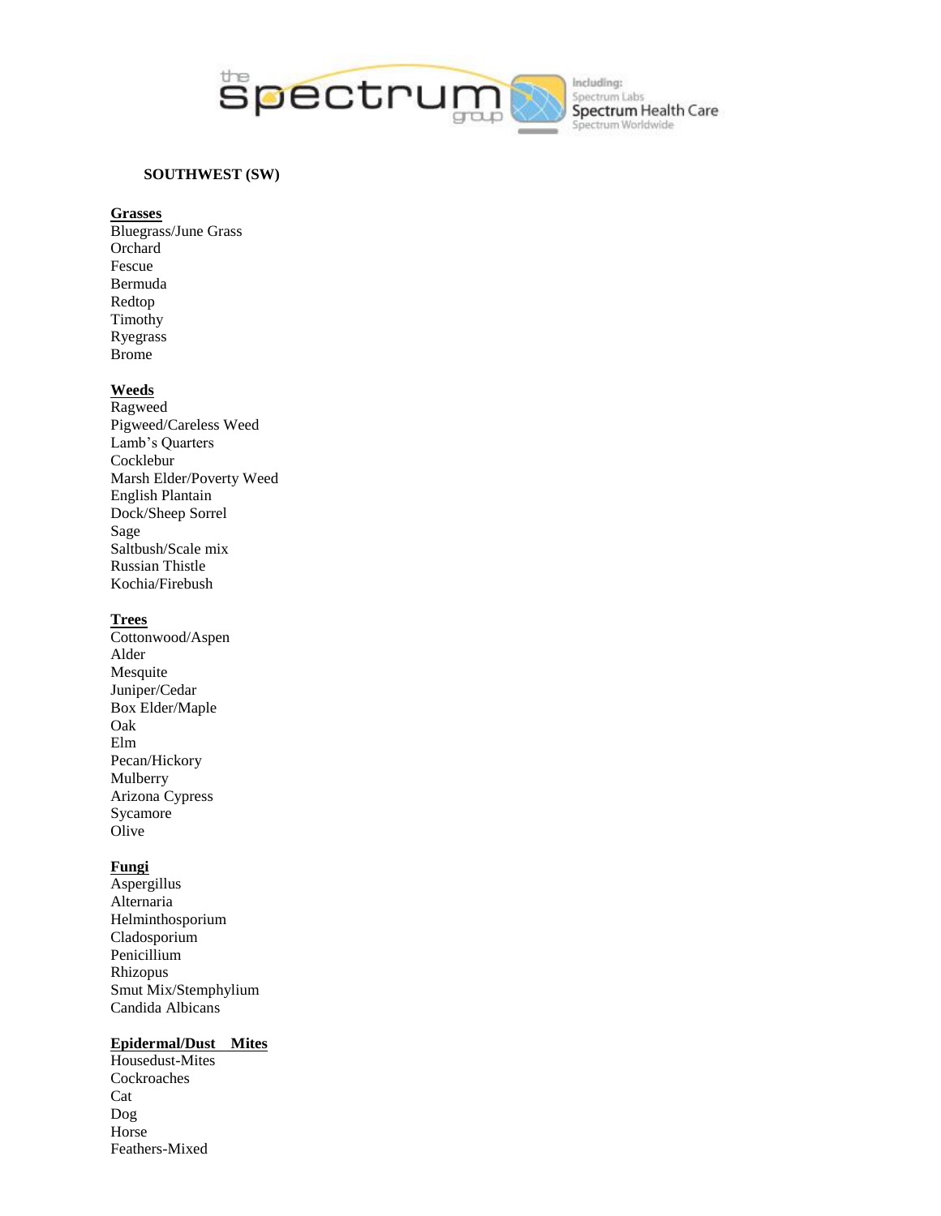## SOUTHWEST (SW)

**Grasses**

Bluegrass/June Grass
Orchard
Fescue
Bermuda
Redtop
Timothy
Ryegrass
Brome

**Weeds**

Ragweed
Pigweed/Careless Weed
Lamb's Quarters
Cocklebur
Marsh Elder/Poverty Weed
English Plantain
Dock/Sheep Sorrel
Sage
Saltbush/Scale mix
Russian Thistle
Kochia/Firebush

**Trees**

Cottonwood/Aspen
Alder
Mesquite
Juniper/Cedar
Box Elder/Maple
Oak
Elm
Pecan/Hickory
Mulberry
Arizona Cypress
Sycamore
Olive

**Fungi**

Aspergillus
Alternaria
Helminthosporium
Cladosporium
Penicillium
Rhizopus
Smut Mix/Stemphylium
Candida Albicans

**Epidermal/Dust Mites**

Housedust-Mites
Cockroaches
Cat
Dog
Horse
Feathers-Mixed